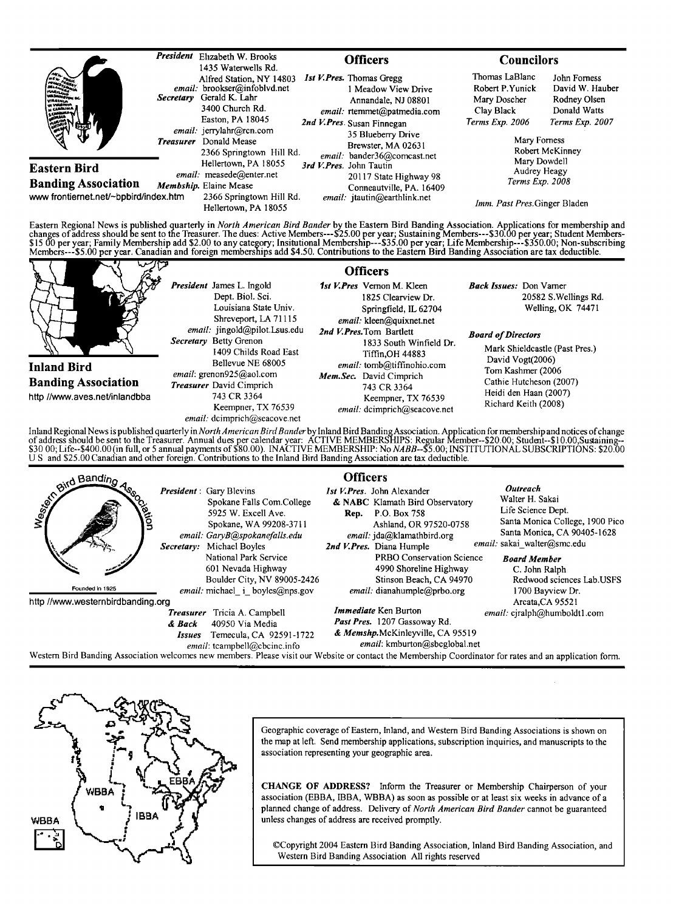## Eastern Bird Banding Association

www frontiernet.net/~bpbird/index.htm

**President** Elizabeth W. Brooks
1435 Waterwells Rd.
Alfred Station, NY 14803
*email:* brookser@infoblvd.net

**Secretary** Gerald K. Lahr
3400 Church Rd.
Easton, PA 18045
*email:* jerrylahr@rcn.com

**Treasurer** Donald Mease
2366 Springtown Hill Rd.
Hellertown, PA 18055
*email:* measede@enter.net

**Membship.** Elaine Mease
2366 Springtown Hill Rd.
Hellertown, PA 18055

### Officers

**1st V.Pres.** Thomas Gregg
1 Meadow View Drive
Annandale, NJ 08801
*email:* rtemmet@patmedia.com

**2nd V.Pres.** Susan Finnegan
35 Blueberry Drive
Brewster, MA 02631
*email:* bander36@comcast.net

**3rd V.Pres.** John Tautin
20117 State Highway 98
Conneautville, PA. 16409
*email:* jtautin@earthlink.net

### Councilors

Thomas LaBlanc, Robert P. Yunick, Mary Doscher, Clay Black — *Terms Exp. 2006*

John Forness, David W. Hauber, Rodney Olsen, Donald Watts — *Terms Exp. 2007*

Mary Forness, Robert McKinney, Mary Dowdell, Audrey Heagy — *Terms Exp. 2008*

*Imm. Past Pres.* Ginger Bladen

Eastern Regional News is published quarterly in *North American Bird Bander* by the Eastern Bird Banding Association. Applications for membership and changes of address should be sent to the Treasurer. The dues: Active Members---$25.00 per year; Sustaining Members---$30.00 per year; Student Members-$15 00 per year; Family Membership add $2.00 to any category; Insitutional Membership---$35.00 per year; Life Membership---$350.00; Non-subscribing Members---$5.00 per year. Canadian and foreign memberships add $4.50. Contributions to the Eastern Bird Banding Association are tax deductible.

---

## Inland Bird Banding Association

http //www.aves.net/inlandbba

**President** James L. Ingold
Dept. Biol. Sci.
Louisiana State Univ.
Shreveport, LA 71115
*email:* jingold@pilot.Lsus.edu

**Secretary** Betty Grenon
1409 Childs Road East
Bellevue NE 68005
*email:* grenon925@aol.com

**Treasurer** David Cimprich
743 CR 3364
Keempner, TX 76539
*email:* dcimprich@seacove.net

### Officers

**1st V.Pres** Vernon M. Kleen
1825 Clearview Dr.
Springfield, IL 62704
*email:* kleen@quixnet.net

**2nd V.Pres.** Tom Bartlett
1833 South Winfield Dr.
Tiffin,OH 44883
*email:* tomb@tiffinohio.com

**Mem.Sec.** David Cimprich
743 CR 3364
Keempner, TX 76539
*email:* dcimprich@seacove.net

**Back Issues:** Don Varner
20582 S.Wellings Rd.
Welling, OK 74471

**Board of Directors**

Mark Shieldcastle (Past Pres.)
David Vogt(2006)
Tom Kashmer (2006
Cathie Hutcheson (2007)
Heidi den Haan (2007)
Richard Keith (2008)

Inland Regional News is published quarterly in *North American Bird Bander* by Inland Bird Banding Association. Application for membership and notices of change of address should be sent to the Treasurer. Annual dues per calendar year: ACTIVE MEMBERSHIPS: Regular Member--$20.00; Student--$10.00,Sustaining--$30 00; Life--$400.00 (in full, or 5 annual payments of $80.00). INACTIVE MEMBERSHIP: No *NABB*--$5.00; INSTITUTIONAL SUBSCRIPTIONS: $20.00 U S and $25.00 Canadian and other foreign. Contributions to the Inland Bird Banding Association are tax deductible.

---

## Western Bird Banding Association

Founded in 1925

http //www.westernbirdbanding.org

**President:** Gary Blevins
Spokane Falls Com.College
5925 W. Excell Ave.
Spokane, WA 99208-3711
*email:* GaryB@spokanefalls.edu

**Secretary:** Michael Boyles
National Park Service
601 Nevada Highway
Boulder City, NV 89005-2426
*email:* michael_ i_ boyles@nps.gov

**Treasurer & Back Issues** Tricia A. Campbell
40950 Via Media
Temecula, CA 92591-1722
*email:* tcampbell@cbcinc.info

### Officers

**1st V.Pres. & NABC Rep.** John Alexander
Klamath Bird Observatory
P.O. Box 758
Ashland, OR 97520-0758
*email:* jda@klamathbird.org

**2nd V.Pres.** Diana Humple
PRBO Conservation Science
4990 Shoreline Highway
Stinson Beach, CA 94970
*email:* dianahumple@prbo.org

**Immediate Past Pres. & Memshp.** Ken Burton
1207 Gassoway Rd.
McKinleyville, CA 95519
*email:* kmburton@sbcglobal.net

**Outreach**
Walter H. Sakai
Life Science Dept.
Santa Monica College, 1900 Pico
Santa Monica, CA 90405-1628
*email:* sakai_walter@smc.edu

**Board Member**
C. John Ralph
Redwood sciences Lab.USFS
1700 Bayview Dr.
Arcata,CA 95521
*email:* cjralph@humboldt1.com

Western Bird Banding Association welcomes new members. Please visit our Website or contact the Membership Coordinator for rates and an application form.

---

WBBA EBBA IBBA WBBA

Geographic coverage of Eastern, Inland, and Western Bird Banding Associations is shown on the map at left. Send membership applications, subscription inquiries, and manuscripts to the association representing your geographic area.

**CHANGE OF ADDRESS?** Inform the Treasurer or Membership Chairperson of your association (EBBA, IBBA, WBBA) as soon as possible or at least six weeks in advance of a planned change of address. Delivery of *North American Bird Bander* cannot be guaranteed unless changes of address are received promptly.

©Copyright 2004 Eastern Bird Banding Association, Inland Bird Banding Association, and Western Bird Banding Association All rights reserved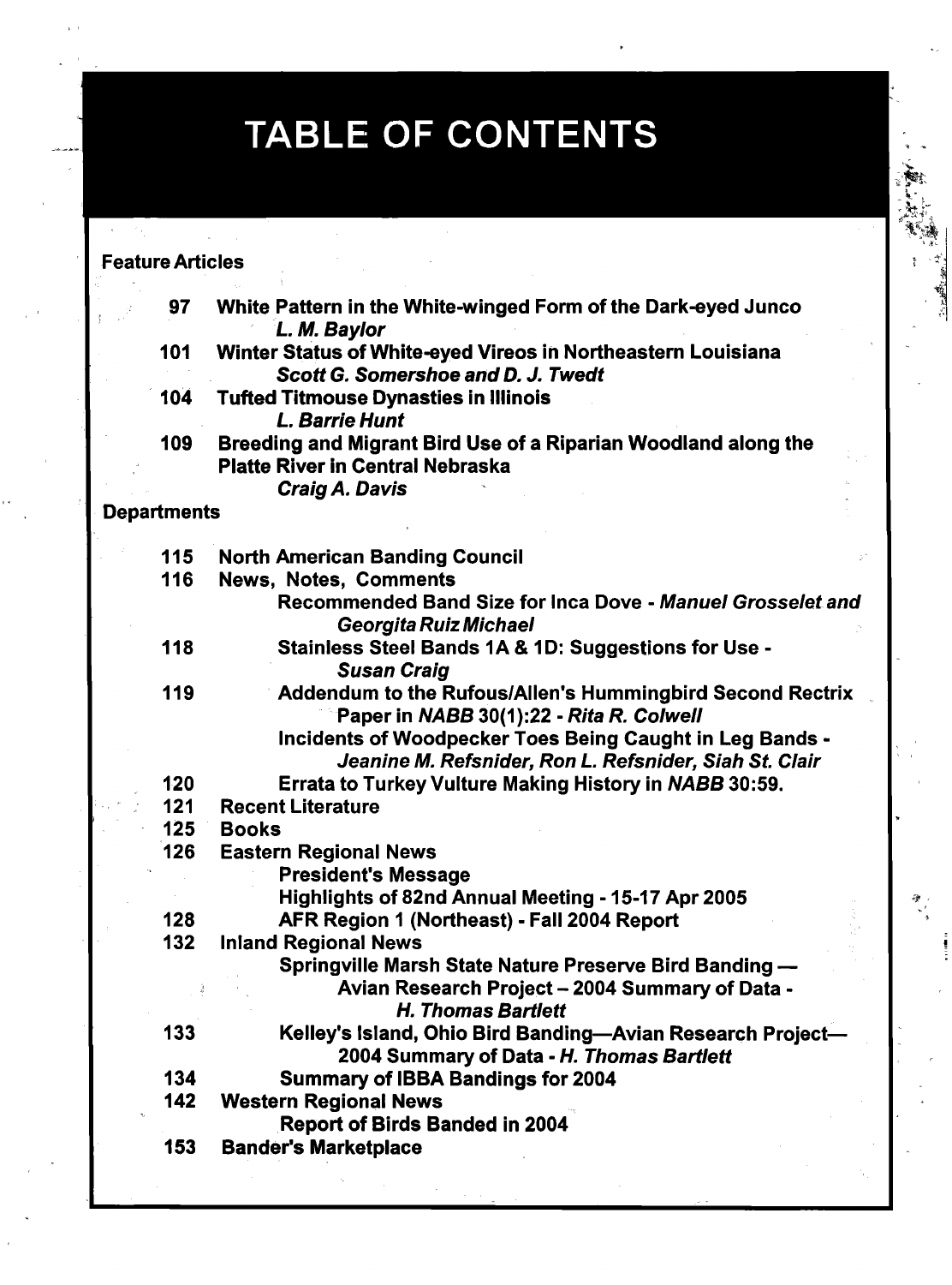# TABLE OF CONTENTS

**Feature Articles**

**97** **White Pattern in the White-winged Form of the Dark-eyed Junco**
***L. M. Baylor***

**101** **Winter Status of White-eyed Vireos in Northeastern Louisiana**
***Scott G. Somershoe and D. J. Twedt***

**104** **Tufted Titmouse Dynasties in Illinois**
***L. Barrie Hunt***

**109** **Breeding and Migrant Bird Use of a Riparian Woodland along the Platte River in Central Nebraska**
***Craig A. Davis***

**Departments**

**115** **North American Banding Council**

**116** **News, Notes, Comments**

**Recommended Band Size for Inca Dove -** ***Manuel Grosselet and Georgita Ruiz Michael***

**118** **Stainless Steel Bands 1A & 1D: Suggestions for Use -** ***Susan Craig***

**119** **Addendum to the Rufous/Allen's Hummingbird Second Rectrix Paper in *NABB* 30(1):22 -** ***Rita R. Colwell***

**Incidents of Woodpecker Toes Being Caught in Leg Bands -** ***Jeanine M. Refsnider, Ron L. Refsnider, Siah St. Clair***

**120** **Errata to Turkey Vulture Making History in *NABB* 30:59.**

**121** **Recent Literature**

**125** **Books**

**126** **Eastern Regional News**

**President's Message**

**Highlights of 82nd Annual Meeting - 15-17 Apr 2005**

**128** **AFR Region 1 (Northeast) - Fall 2004 Report**

**132** **Inland Regional News**

**Springville Marsh State Nature Preserve Bird Banding — Avian Research Project – 2004 Summary of Data -** ***H. Thomas Bartlett***

**133** **Kelley's Island, Ohio Bird Banding—Avian Research Project— 2004 Summary of Data -** ***H. Thomas Bartlett***

**134** **Summary of IBBA Bandings for 2004**

**142** **Western Regional News**

**Report of Birds Banded in 2004**

**153** **Bander's Marketplace**